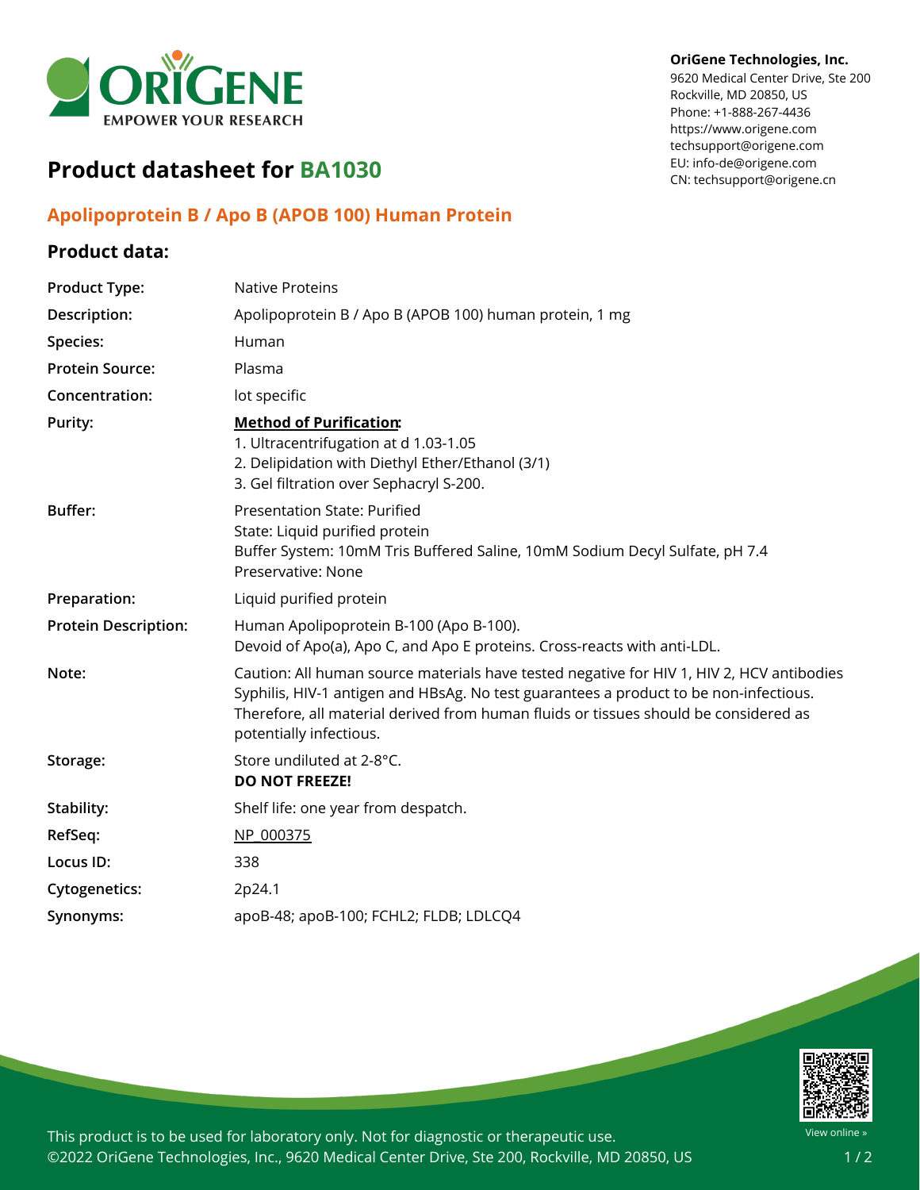**OriGene Technologies, Inc.**
9620 Medical Center Drive, Ste 200
Rockville, MD 20850, US
Phone: +1-888-267-4436
https://www.origene.com
techsupport@origene.com
EU: info-de@origene.com
CN: techsupport@origene.cn

# Product datasheet for BA1030

## Apolipoprotein B / Apo B (APOB 100) Human Protein

### Product data:

| | |
|---|---|
| **Product Type:** | Native Proteins |
| **Description:** | Apolipoprotein B / Apo B (APOB 100) human protein, 1 mg |
| **Species:** | Human |
| **Protein Source:** | Plasma |
| **Concentration:** | lot specific |
| **Purity:** | **Method of Purification:**<br>1. Ultracentrifugation at d 1.03-1.05<br>2. Delipidation with Diethyl Ether/Ethanol (3/1)<br>3. Gel filtration over Sephacryl S-200. |
| **Buffer:** | Presentation State: Purified<br>State: Liquid purified protein<br>Buffer System: 10mM Tris Buffered Saline, 10mM Sodium Decyl Sulfate, pH 7.4<br>Preservative: None |
| **Preparation:** | Liquid purified protein |
| **Protein Description:** | Human Apolipoprotein B-100 (Apo B-100).<br>Devoid of Apo(a), Apo C, and Apo E proteins. Cross-reacts with anti-LDL. |
| **Note:** | Caution: All human source materials have tested negative for HIV 1, HIV 2, HCV antibodies Syphilis, HIV-1 antigen and HBsAg. No test guarantees a product to be non-infectious. Therefore, all material derived from human fluids or tissues should be considered as potentially infectious. |
| **Storage:** | Store undiluted at 2-8°C.<br>**DO NOT FREEZE!** |
| **Stability:** | Shelf life: one year from despatch. |
| **RefSeq:** | NP_000375 |
| **Locus ID:** | 338 |
| **Cytogenetics:** | 2p24.1 |
| **Synonyms:** | apoB-48; apoB-100; FCHL2; FLDB; LDLCQ4 |

This product is to be used for laboratory only. Not for diagnostic or therapeutic use.
©2022 OriGene Technologies, Inc., 9620 Medical Center Drive, Ste 200, Rockville, MD 20850, US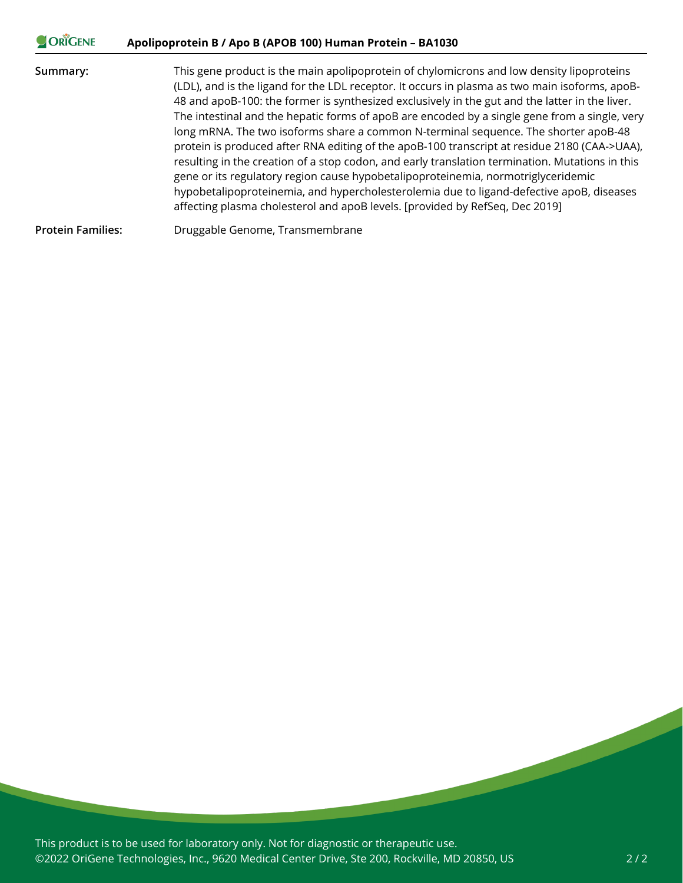| | |
|---|---|
| **Summary:** | This gene product is the main apolipoprotein of chylomicrons and low density lipoproteins (LDL), and is the ligand for the LDL receptor. It occurs in plasma as two main isoforms, apoB-48 and apoB-100: the former is synthesized exclusively in the gut and the latter in the liver. The intestinal and the hepatic forms of apoB are encoded by a single gene from a single, very long mRNA. The two isoforms share a common N-terminal sequence. The shorter apoB-48 protein is produced after RNA editing of the apoB-100 transcript at residue 2180 (CAA->UAA), resulting in the creation of a stop codon, and early translation termination. Mutations in this gene or its regulatory region cause hypobetalipoproteinemia, normotriglyceridemic hypobetalipoproteinemia, and hypercholesterolemia due to ligand-defective apoB, diseases affecting plasma cholesterol and apoB levels. [provided by RefSeq, Dec 2019] |
| **Protein Families:** | Druggable Genome, Transmembrane |

This product is to be used for laboratory only. Not for diagnostic or therapeutic use.
©2022 OriGene Technologies, Inc., 9620 Medical Center Drive, Ste 200, Rockville, MD 20850, US